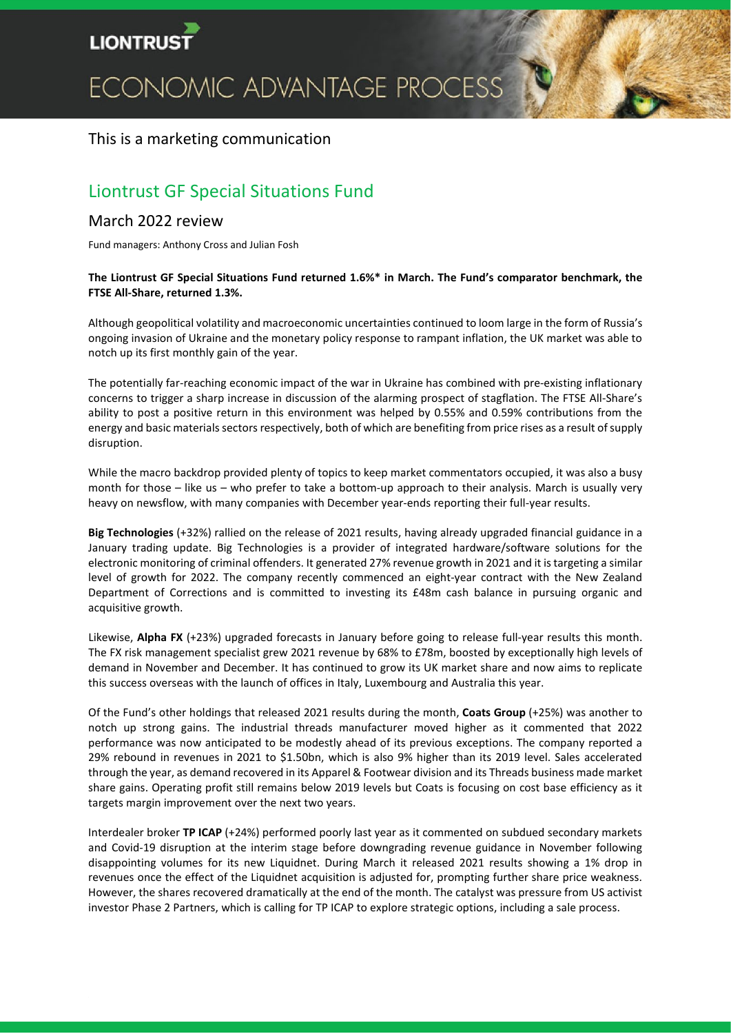LIONTRUST

ECONOMIC ADVANTAGE PROCESS

This is a marketing communication

# Liontrust GF Special Situations Fund

## March 2022 review

Fund managers: Anthony Cross and Julian Fosh

**The Liontrust GF Special Situations Fund returned 1.6%* in March. The Fund's comparator benchmark, the FTSE All-Share, returned 1.3%.**

Although geopolitical volatility and macroeconomic uncertainties continued to loom large in the form of Russia's ongoing invasion of Ukraine and the monetary policy response to rampant inflation, the UK market was able to notch up its first monthly gain of the year.

The potentially far-reaching economic impact of the war in Ukraine has combined with pre-existing inflationary concerns to trigger a sharp increase in discussion of the alarming prospect of stagflation. The FTSE All-Share's ability to post a positive return in this environment was helped by 0.55% and 0.59% contributions from the energy and basic materials sectors respectively, both of which are benefiting from price rises as a result of supply disruption.

While the macro backdrop provided plenty of topics to keep market commentators occupied, it was also a busy month for those – like us – who prefer to take a bottom-up approach to their analysis. March is usually very heavy on newsflow, with many companies with December year-ends reporting their full-year results.

**Big Technologies** (+32%) rallied on the release of 2021 results, having already upgraded financial guidance in a January trading update. Big Technologies is a provider of integrated hardware/software solutions for the electronic monitoring of criminal offenders. It generated 27% revenue growth in 2021 and it is targeting a similar level of growth for 2022. The company recently commenced an eight-year contract with the New Zealand Department of Corrections and is committed to investing its £48m cash balance in pursuing organic and acquisitive growth.

Likewise, **Alpha FX** (+23%) upgraded forecasts in January before going to release full-year results this month. The FX risk management specialist grew 2021 revenue by 68% to £78m, boosted by exceptionally high levels of demand in November and December. It has continued to grow its UK market share and now aims to replicate this success overseas with the launch of offices in Italy, Luxembourg and Australia this year.

Of the Fund's other holdings that released 2021 results during the month, **Coats Group** (+25%) was another to notch up strong gains. The industrial threads manufacturer moved higher as it commented that 2022 performance was now anticipated to be modestly ahead of its previous exceptions. The company reported a 29% rebound in revenues in 2021 to \$1.50bn, which is also 9% higher than its 2019 level. Sales accelerated through the year, as demand recovered in its Apparel & Footwear division and its Threads business made market share gains. Operating profit still remains below 2019 levels but Coats is focusing on cost base efficiency as it targets margin improvement over the next two years.

Interdealer broker **TP ICAP** (+24%) performed poorly last year as it commented on subdued secondary markets and Covid-19 disruption at the interim stage before downgrading revenue guidance in November following disappointing volumes for its new Liquidnet. During March it released 2021 results showing a 1% drop in revenues once the effect of the Liquidnet acquisition is adjusted for, prompting further share price weakness. However, the shares recovered dramatically at the end of the month. The catalyst was pressure from US activist investor Phase 2 Partners, which is calling for TP ICAP to explore strategic options, including a sale process.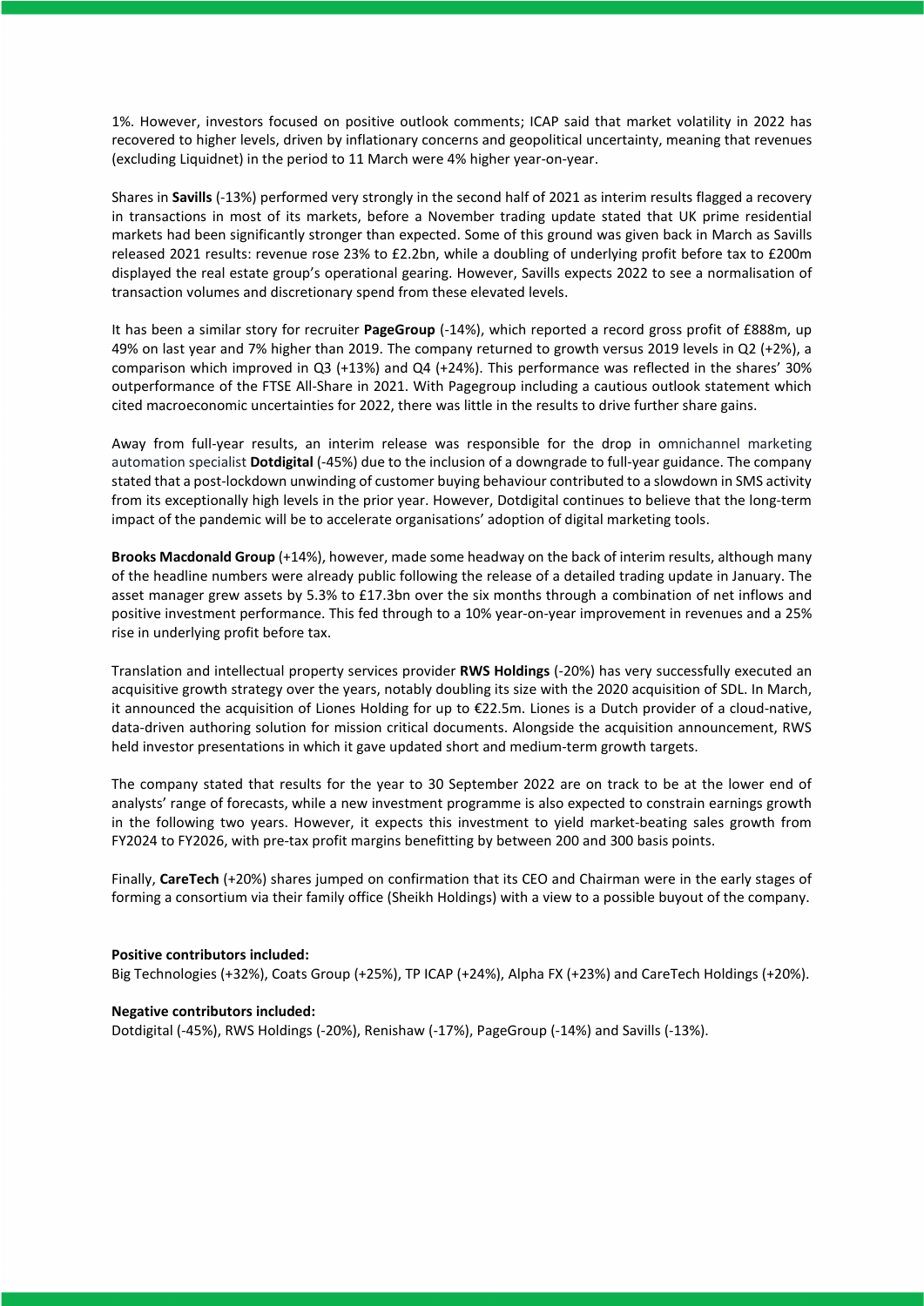1%. However, investors focused on positive outlook comments; ICAP said that market volatility in 2022 has recovered to higher levels, driven by inflationary concerns and geopolitical uncertainty, meaning that revenues (excluding Liquidnet) in the period to 11 March were 4% higher year-on-year.

Shares in **Savills** (-13%) performed very strongly in the second half of 2021 as interim results flagged a recovery in transactions in most of its markets, before a November trading update stated that UK prime residential markets had been significantly stronger than expected. Some of this ground was given back in March as Savills released 2021 results: revenue rose 23% to £2.2bn, while a doubling of underlying profit before tax to £200m displayed the real estate group's operational gearing. However, Savills expects 2022 to see a normalisation of transaction volumes and discretionary spend from these elevated levels.

It has been a similar story for recruiter **PageGroup** (-14%), which reported a record gross profit of £888m, up 49% on last year and 7% higher than 2019. The company returned to growth versus 2019 levels in Q2 (+2%), a comparison which improved in Q3 (+13%) and Q4 (+24%). This performance was reflected in the shares' 30% outperformance of the FTSE All-Share in 2021. With Pagegroup including a cautious outlook statement which cited macroeconomic uncertainties for 2022, there was little in the results to drive further share gains.

Away from full-year results, an interim release was responsible for the drop in omnichannel marketing automation specialist **Dotdigital** (-45%) due to the inclusion of a downgrade to full-year guidance. The company stated that a post-lockdown unwinding of customer buying behaviour contributed to a slowdown in SMS activity from its exceptionally high levels in the prior year. However, Dotdigital continues to believe that the long-term impact of the pandemic will be to accelerate organisations' adoption of digital marketing tools.

**Brooks Macdonald Group** (+14%), however, made some headway on the back of interim results, although many of the headline numbers were already public following the release of a detailed trading update in January. The asset manager grew assets by 5.3% to £17.3bn over the six months through a combination of net inflows and positive investment performance. This fed through to a 10% year-on-year improvement in revenues and a 25% rise in underlying profit before tax.

Translation and intellectual property services provider **RWS Holdings** (-20%) has very successfully executed an acquisitive growth strategy over the years, notably doubling its size with the 2020 acquisition of SDL. In March, it announced the acquisition of Liones Holding for up to €22.5m. Liones is a Dutch provider of a cloud-native, data-driven authoring solution for mission critical documents. Alongside the acquisition announcement, RWS held investor presentations in which it gave updated short and medium-term growth targets.

The company stated that results for the year to 30 September 2022 are on track to be at the lower end of analysts' range of forecasts, while a new investment programme is also expected to constrain earnings growth in the following two years. However, it expects this investment to yield market-beating sales growth from FY2024 to FY2026, with pre-tax profit margins benefitting by between 200 and 300 basis points.

Finally, **CareTech** (+20%) shares jumped on confirmation that its CEO and Chairman were in the early stages of forming a consortium via their family office (Sheikh Holdings) with a view to a possible buyout of the company.

**Positive contributors included:**
Big Technologies (+32%), Coats Group (+25%), TP ICAP (+24%), Alpha FX (+23%) and CareTech Holdings (+20%).

**Negative contributors included:**
Dotdigital (-45%), RWS Holdings (-20%), Renishaw (-17%), PageGroup (-14%) and Savills (-13%).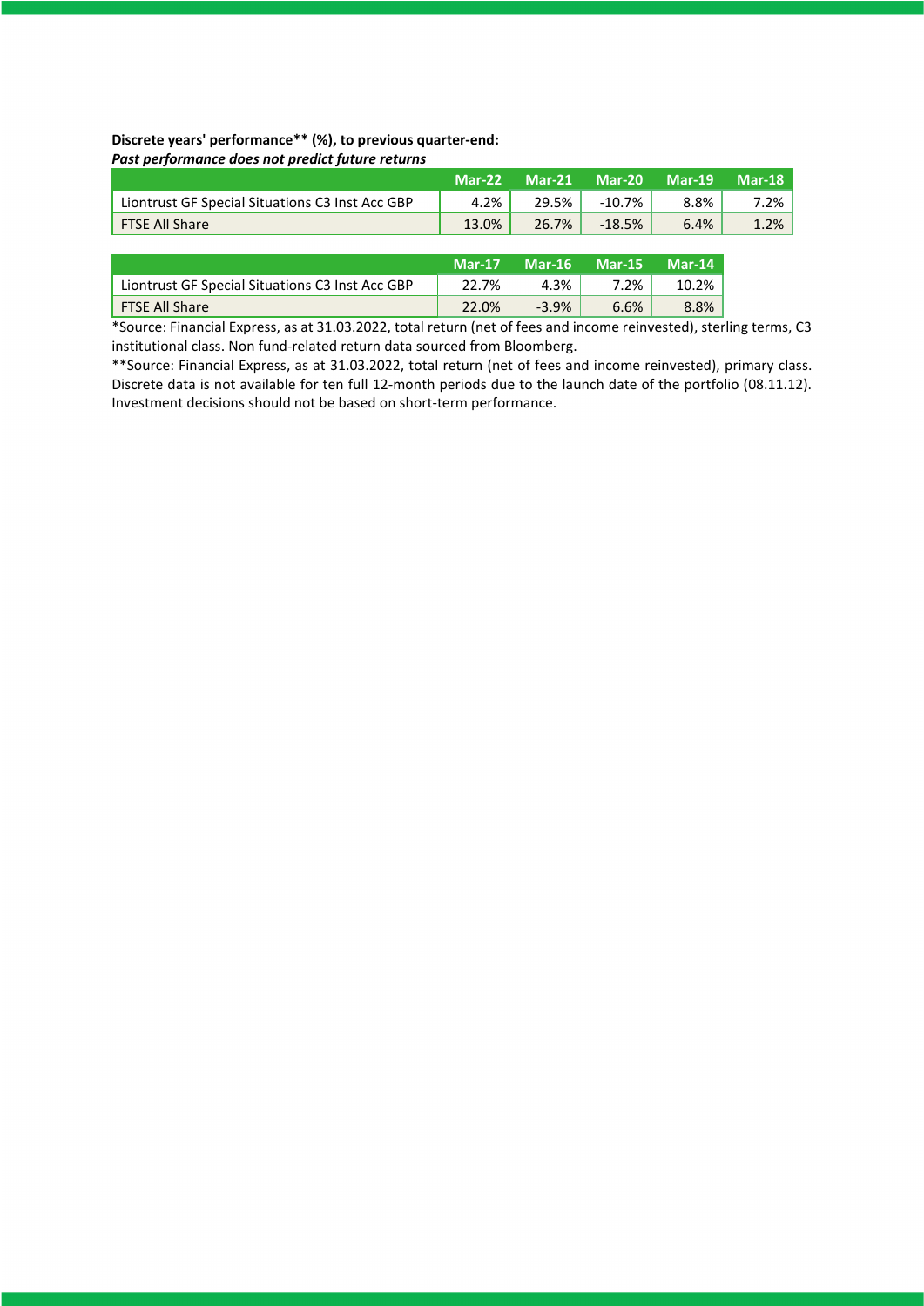**Discrete years' performance** (%), to previous quarter-end:**

***Past performance does not predict future returns***

| | Mar-22 | Mar-21 | Mar-20 | Mar-19 | Mar-18 |
|---|---|---|---|---|---|
| Liontrust GF Special Situations C3 Inst Acc GBP | 4.2% | 29.5% | -10.7% | 8.8% | 7.2% |
| FTSE All Share | 13.0% | 26.7% | -18.5% | 6.4% | 1.2% |

| | Mar-17 | Mar-16 | Mar-15 | Mar-14 |
|---|---|---|---|---|
| Liontrust GF Special Situations C3 Inst Acc GBP | 22.7% | 4.3% | 7.2% | 10.2% |
| FTSE All Share | 22.0% | -3.9% | 6.6% | 8.8% |

*Source: Financial Express, as at 31.03.2022, total return (net of fees and income reinvested), sterling terms, C3 institutional class. Non fund-related return data sourced from Bloomberg.

**Source: Financial Express, as at 31.03.2022, total return (net of fees and income reinvested), primary class. Discrete data is not available for ten full 12-month periods due to the launch date of the portfolio (08.11.12). Investment decisions should not be based on short-term performance.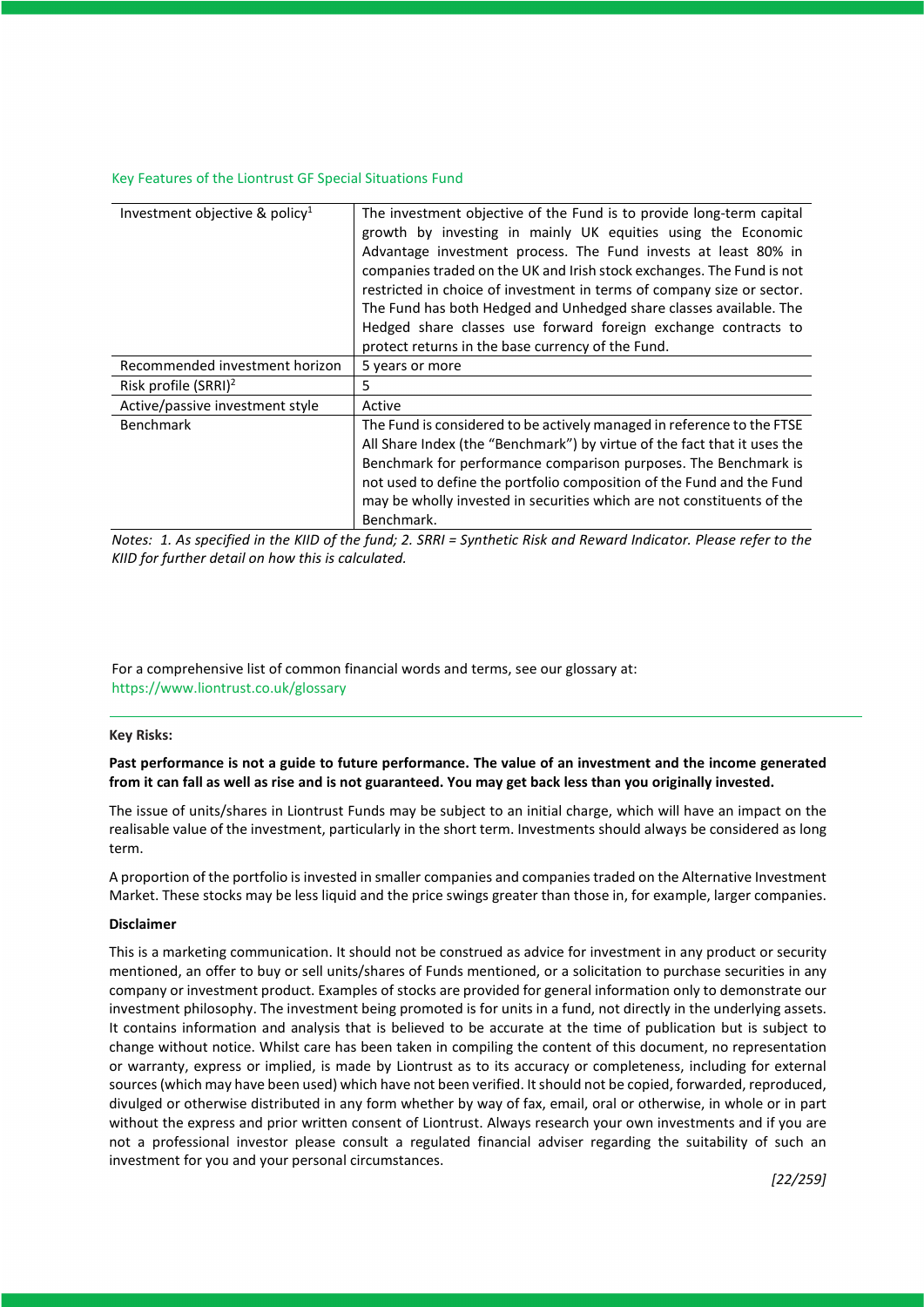Key Features of the Liontrust GF Special Situations Fund

| | |
|---|---|
| Investment objective & policy[1] | The investment objective of the Fund is to provide long-term capital growth by investing in mainly UK equities using the Economic Advantage investment process. The Fund invests at least 80% in companies traded on the UK and Irish stock exchanges. The Fund is not restricted in choice of investment in terms of company size or sector. The Fund has both Hedged and Unhedged share classes available. The Hedged share classes use forward foreign exchange contracts to protect returns in the base currency of the Fund. |
| Recommended investment horizon | 5 years or more |
| Risk profile (SRRI)[2] | 5 |
| Active/passive investment style | Active |
| Benchmark | The Fund is considered to be actively managed in reference to the FTSE All Share Index (the "Benchmark") by virtue of the fact that it uses the Benchmark for performance comparison purposes. The Benchmark is not used to define the portfolio composition of the Fund and the Fund may be wholly invested in securities which are not constituents of the Benchmark. |

*Notes: 1. As specified in the KIID of the fund; 2. SRRI = Synthetic Risk and Reward Indicator. Please refer to the KIID for further detail on how this is calculated.*

For a comprehensive list of common financial words and terms, see our glossary at: https://www.liontrust.co.uk/glossary

**Key Risks:**

**Past performance is not a guide to future performance. The value of an investment and the income generated from it can fall as well as rise and is not guaranteed. You may get back less than you originally invested.**

The issue of units/shares in Liontrust Funds may be subject to an initial charge, which will have an impact on the realisable value of the investment, particularly in the short term. Investments should always be considered as long term.

A proportion of the portfolio is invested in smaller companies and companies traded on the Alternative Investment Market. These stocks may be less liquid and the price swings greater than those in, for example, larger companies.

**Disclaimer**

This is a marketing communication. It should not be construed as advice for investment in any product or security mentioned, an offer to buy or sell units/shares of Funds mentioned, or a solicitation to purchase securities in any company or investment product. Examples of stocks are provided for general information only to demonstrate our investment philosophy. The investment being promoted is for units in a fund, not directly in the underlying assets. It contains information and analysis that is believed to be accurate at the time of publication but is subject to change without notice. Whilst care has been taken in compiling the content of this document, no representation or warranty, express or implied, is made by Liontrust as to its accuracy or completeness, including for external sources (which may have been used) which have not been verified. It should not be copied, forwarded, reproduced, divulged or otherwise distributed in any form whether by way of fax, email, oral or otherwise, in whole or in part without the express and prior written consent of Liontrust. Always research your own investments and if you are not a professional investor please consult a regulated financial adviser regarding the suitability of such an investment for you and your personal circumstances.

*[22/259]*